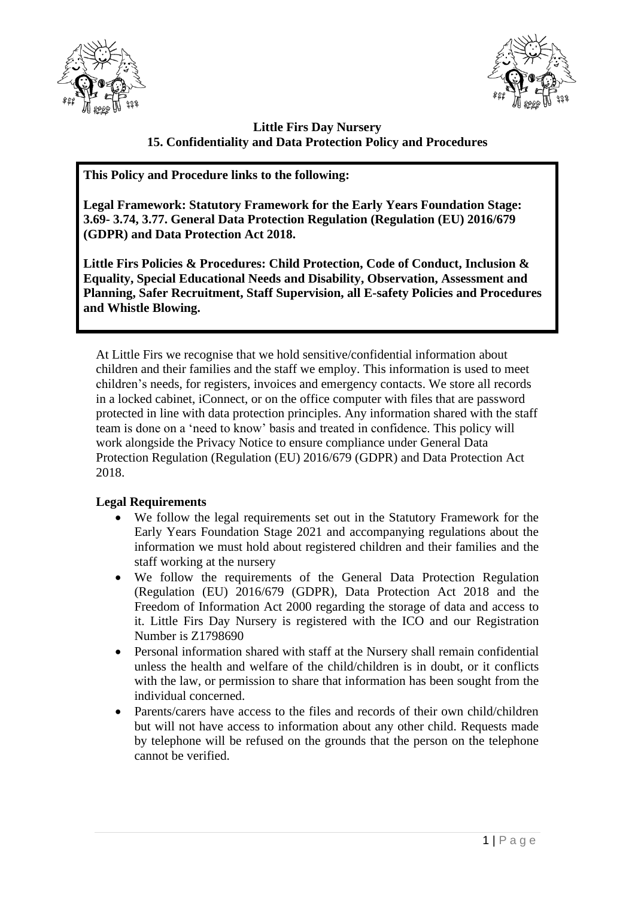# Little Firs Day Nursery
## 15. Confidentiality and Data Protection Policy and Procedures

**This Policy and Procedure links to the following:**

**Legal Framework: Statutory Framework for the Early Years Foundation Stage: 3.69- 3.74, 3.77. General Data Protection Regulation (Regulation (EU) 2016/679 (GDPR) and Data Protection Act 2018.**

**Little Firs Policies & Procedures: Child Protection, Code of Conduct, Inclusion & Equality, Special Educational Needs and Disability, Observation, Assessment and Planning, Safer Recruitment, Staff Supervision, all E-safety Policies and Procedures and Whistle Blowing.**

At Little Firs we recognise that we hold sensitive/confidential information about children and their families and the staff we employ. This information is used to meet children's needs, for registers, invoices and emergency contacts. We store all records in a locked cabinet, iConnect, or on the office computer with files that are password protected in line with data protection principles. Any information shared with the staff team is done on a 'need to know' basis and treated in confidence. This policy will work alongside the Privacy Notice to ensure compliance under General Data Protection Regulation (Regulation (EU) 2016/679 (GDPR) and Data Protection Act 2018.

**Legal Requirements**

- We follow the legal requirements set out in the Statutory Framework for the Early Years Foundation Stage 2021 and accompanying regulations about the information we must hold about registered children and their families and the staff working at the nursery
- We follow the requirements of the General Data Protection Regulation (Regulation (EU) 2016/679 (GDPR), Data Protection Act 2018 and the Freedom of Information Act 2000 regarding the storage of data and access to it. Little Firs Day Nursery is registered with the ICO and our Registration Number is Z1798690
- Personal information shared with staff at the Nursery shall remain confidential unless the health and welfare of the child/children is in doubt, or it conflicts with the law, or permission to share that information has been sought from the individual concerned.
- Parents/carers have access to the files and records of their own child/children but will not have access to information about any other child. Requests made by telephone will be refused on the grounds that the person on the telephone cannot be verified.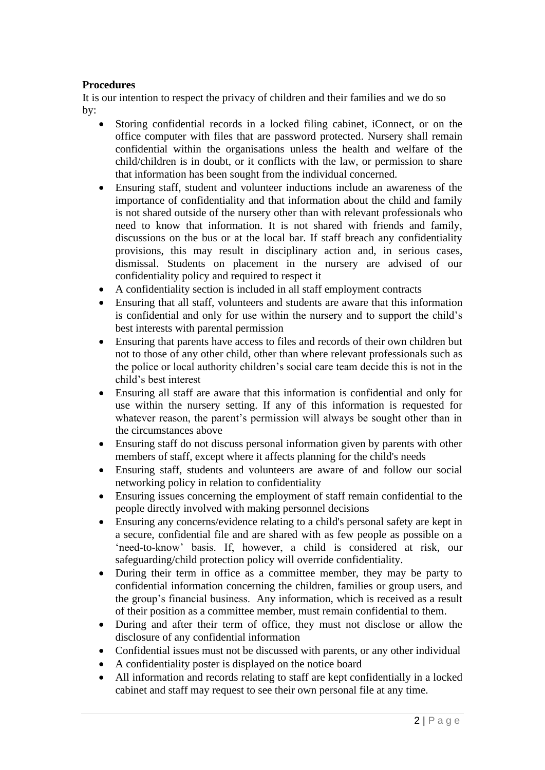**Procedures**

It is our intention to respect the privacy of children and their families and we do so by:

- Storing confidential records in a locked filing cabinet, iConnect, or on the office computer with files that are password protected. Nursery shall remain confidential within the organisations unless the health and welfare of the child/children is in doubt, or it conflicts with the law, or permission to share that information has been sought from the individual concerned.
- Ensuring staff, student and volunteer inductions include an awareness of the importance of confidentiality and that information about the child and family is not shared outside of the nursery other than with relevant professionals who need to know that information. It is not shared with friends and family, discussions on the bus or at the local bar. If staff breach any confidentiality provisions, this may result in disciplinary action and, in serious cases, dismissal. Students on placement in the nursery are advised of our confidentiality policy and required to respect it
- A confidentiality section is included in all staff employment contracts
- Ensuring that all staff, volunteers and students are aware that this information is confidential and only for use within the nursery and to support the child's best interests with parental permission
- Ensuring that parents have access to files and records of their own children but not to those of any other child, other than where relevant professionals such as the police or local authority children's social care team decide this is not in the child's best interest
- Ensuring all staff are aware that this information is confidential and only for use within the nursery setting. If any of this information is requested for whatever reason, the parent's permission will always be sought other than in the circumstances above
- Ensuring staff do not discuss personal information given by parents with other members of staff, except where it affects planning for the child's needs
- Ensuring staff, students and volunteers are aware of and follow our social networking policy in relation to confidentiality
- Ensuring issues concerning the employment of staff remain confidential to the people directly involved with making personnel decisions
- Ensuring any concerns/evidence relating to a child's personal safety are kept in a secure, confidential file and are shared with as few people as possible on a 'need-to-know' basis. If, however, a child is considered at risk, our safeguarding/child protection policy will override confidentiality.
- During their term in office as a committee member, they may be party to confidential information concerning the children, families or group users, and the group's financial business. Any information, which is received as a result of their position as a committee member, must remain confidential to them.
- During and after their term of office, they must not disclose or allow the disclosure of any confidential information
- Confidential issues must not be discussed with parents, or any other individual
- A confidentiality poster is displayed on the notice board
- All information and records relating to staff are kept confidentially in a locked cabinet and staff may request to see their own personal file at any time.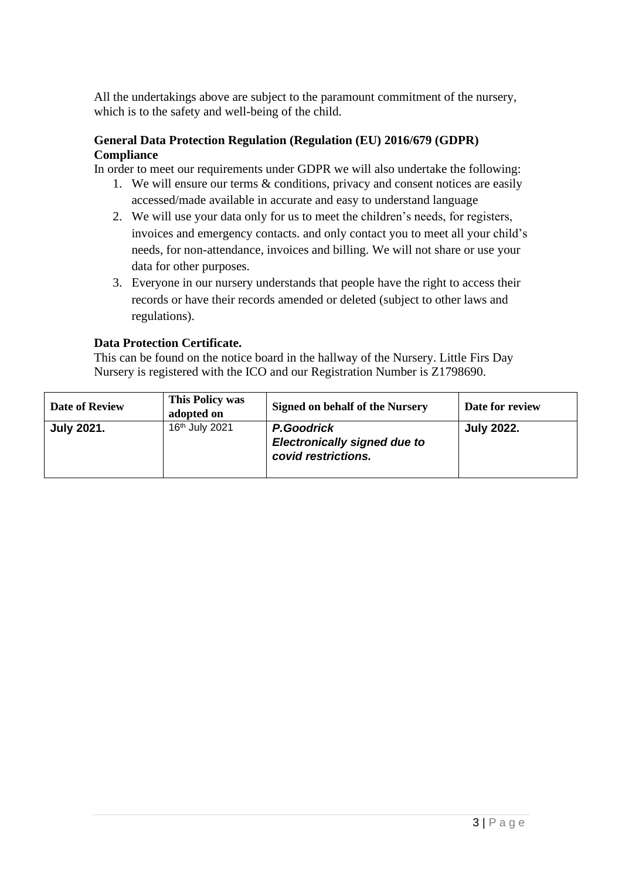All the undertakings above are subject to the paramount commitment of the nursery, which is to the safety and well-being of the child.

**General Data Protection Regulation (Regulation (EU) 2016/679 (GDPR) Compliance**

In order to meet our requirements under GDPR we will also undertake the following:

1. We will ensure our terms & conditions, privacy and consent notices are easily accessed/made available in accurate and easy to understand language
2. We will use your data only for us to meet the children's needs, for registers, invoices and emergency contacts. and only contact you to meet all your child's needs, for non-attendance, invoices and billing. We will not share or use your data for other purposes.
3. Everyone in our nursery understands that people have the right to access their records or have their records amended or deleted (subject to other laws and regulations).

**Data Protection Certificate.**

This can be found on the notice board in the hallway of the Nursery. Little Firs Day Nursery is registered with the ICO and our Registration Number is Z1798690.

| Date of Review | This Policy was adopted on | Signed on behalf of the Nursery | Date for review |
|---|---|---|---|
| **July 2021.** | 16th July 2021 | ***P.Goodrick*** ***Electronically signed due to covid restrictions.*** | **July 2022.** |